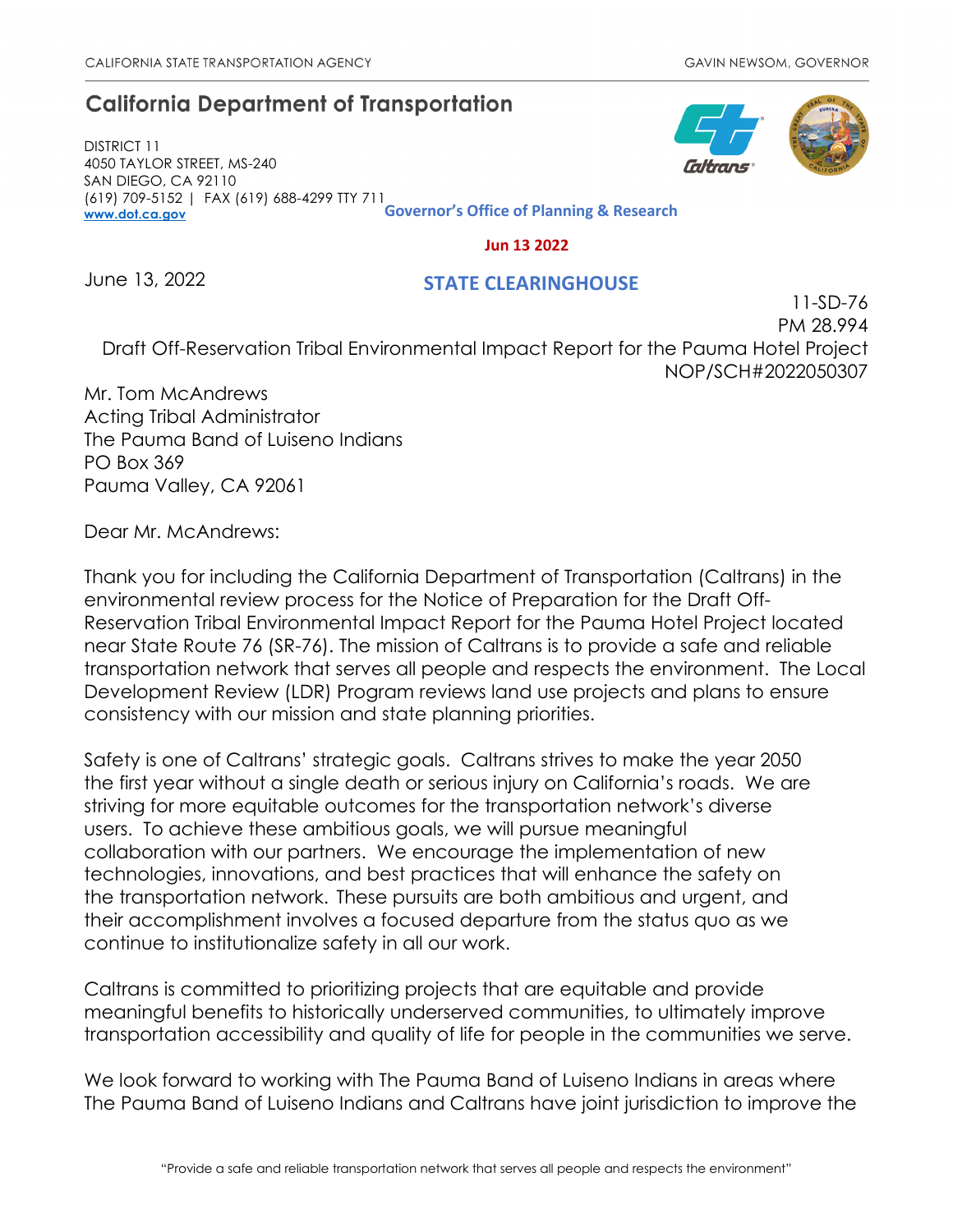CALIFORNIA STATE TRANSPORTATION AGENCY GAVIN NEWSOM, GOVERNOR

## California Department of Transportation

DISTRICT 11
4050 TAYLOR STREET, MS-240
SAN DIEGO, CA 92110
(619) 709-5152 | FAX (619) 688-4299 TTY 711
www.dot.ca.gov

**Governor's Office of Planning & Research**

**Jun 13 2022**

**STATE CLEARINGHOUSE**

June 13, 2022

11-SD-76
PM 28.994
Draft Off-Reservation Tribal Environmental Impact Report for the Pauma Hotel Project
NOP/SCH#2022050307

Mr. Tom McAndrews
Acting Tribal Administrator
The Pauma Band of Luiseno Indians
PO Box 369
Pauma Valley, CA 92061

Dear Mr. McAndrews:

Thank you for including the California Department of Transportation (Caltrans) in the environmental review process for the Notice of Preparation for the Draft Off-Reservation Tribal Environmental Impact Report for the Pauma Hotel Project located near State Route 76 (SR-76). The mission of Caltrans is to provide a safe and reliable transportation network that serves all people and respects the environment. The Local Development Review (LDR) Program reviews land use projects and plans to ensure consistency with our mission and state planning priorities.

Safety is one of Caltrans' strategic goals. Caltrans strives to make the year 2050 the first year without a single death or serious injury on California's roads. We are striving for more equitable outcomes for the transportation network's diverse users. To achieve these ambitious goals, we will pursue meaningful collaboration with our partners. We encourage the implementation of new technologies, innovations, and best practices that will enhance the safety on the transportation network. These pursuits are both ambitious and urgent, and their accomplishment involves a focused departure from the status quo as we continue to institutionalize safety in all our work.

Caltrans is committed to prioritizing projects that are equitable and provide meaningful benefits to historically underserved communities, to ultimately improve transportation accessibility and quality of life for people in the communities we serve.

We look forward to working with The Pauma Band of Luiseno Indians in areas where The Pauma Band of Luiseno Indians and Caltrans have joint jurisdiction to improve the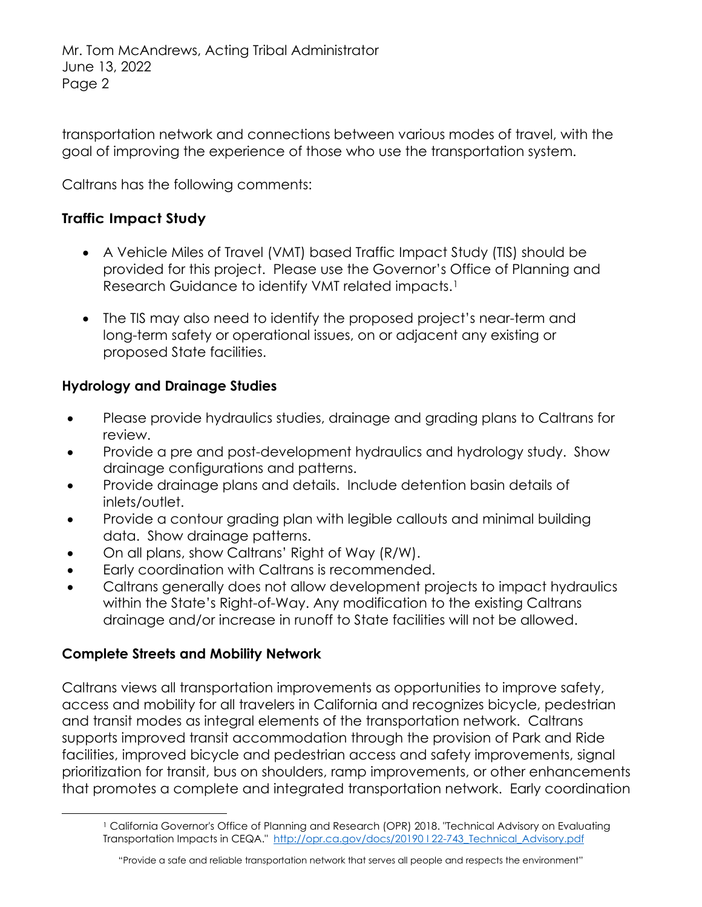transportation network and connections between various modes of travel, with the goal of improving the experience of those who use the transportation system.

Caltrans has the following comments:

**Traffic Impact Study**

- A Vehicle Miles of Travel (VMT) based Traffic Impact Study (TIS) should be provided for this project. Please use the Governor's Office of Planning and Research Guidance to identify VMT related impacts.[1]
- The TIS may also need to identify the proposed project's near-term and long-term safety or operational issues, on or adjacent any existing or proposed State facilities.

**Hydrology and Drainage Studies**

- Please provide hydraulics studies, drainage and grading plans to Caltrans for review.
- Provide a pre and post-development hydraulics and hydrology study. Show drainage configurations and patterns.
- Provide drainage plans and details. Include detention basin details of inlets/outlet.
- Provide a contour grading plan with legible callouts and minimal building data. Show drainage patterns.
- On all plans, show Caltrans' Right of Way (R/W).
- Early coordination with Caltrans is recommended.
- Caltrans generally does not allow development projects to impact hydraulics within the State's Right-of-Way. Any modification to the existing Caltrans drainage and/or increase in runoff to State facilities will not be allowed.

**Complete Streets and Mobility Network**

Caltrans views all transportation improvements as opportunities to improve safety, access and mobility for all travelers in California and recognizes bicycle, pedestrian and transit modes as integral elements of the transportation network. Caltrans supports improved transit accommodation through the provision of Park and Ride facilities, improved bicycle and pedestrian access and safety improvements, signal prioritization for transit, bus on shoulders, ramp improvements, or other enhancements that promotes a complete and integrated transportation network. Early coordination

[1] California Governor's Office of Planning and Research (OPR) 2018. "Technical Advisory on Evaluating Transportation Impacts in CEQA." http://opr.ca.gov/docs/20190122-743_Technical_Advisory.pdf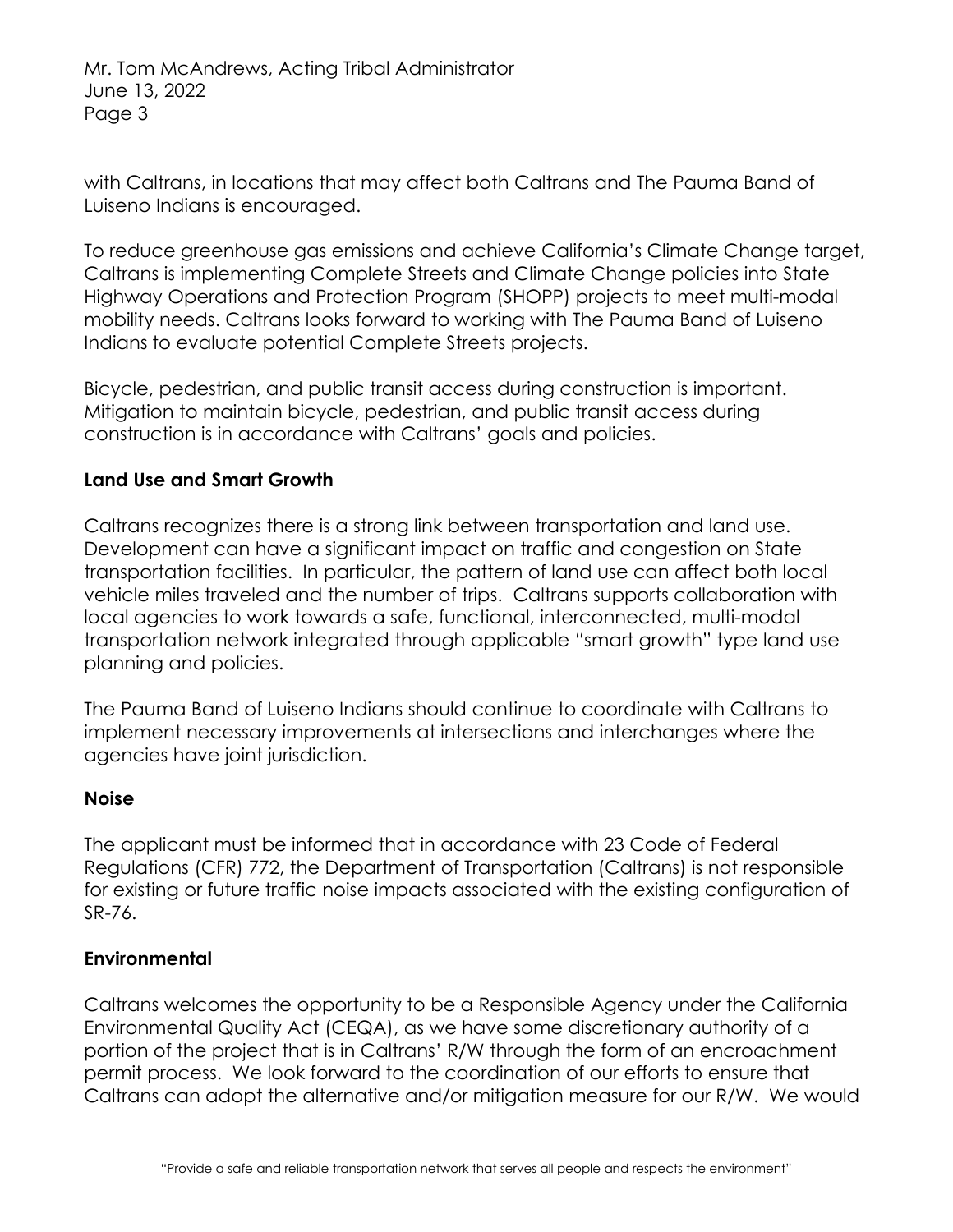with Caltrans, in locations that may affect both Caltrans and The Pauma Band of Luiseno Indians is encouraged.

To reduce greenhouse gas emissions and achieve California's Climate Change target, Caltrans is implementing Complete Streets and Climate Change policies into State Highway Operations and Protection Program (SHOPP) projects to meet multi-modal mobility needs. Caltrans looks forward to working with The Pauma Band of Luiseno Indians to evaluate potential Complete Streets projects.

Bicycle, pedestrian, and public transit access during construction is important. Mitigation to maintain bicycle, pedestrian, and public transit access during construction is in accordance with Caltrans' goals and policies.

**Land Use and Smart Growth**

Caltrans recognizes there is a strong link between transportation and land use. Development can have a significant impact on traffic and congestion on State transportation facilities. In particular, the pattern of land use can affect both local vehicle miles traveled and the number of trips. Caltrans supports collaboration with local agencies to work towards a safe, functional, interconnected, multi-modal transportation network integrated through applicable "smart growth" type land use planning and policies.

The Pauma Band of Luiseno Indians should continue to coordinate with Caltrans to implement necessary improvements at intersections and interchanges where the agencies have joint jurisdiction.

**Noise**

The applicant must be informed that in accordance with 23 Code of Federal Regulations (CFR) 772, the Department of Transportation (Caltrans) is not responsible for existing or future traffic noise impacts associated with the existing configuration of SR-76.

**Environmental**

Caltrans welcomes the opportunity to be a Responsible Agency under the California Environmental Quality Act (CEQA), as we have some discretionary authority of a portion of the project that is in Caltrans' R/W through the form of an encroachment permit process. We look forward to the coordination of our efforts to ensure that Caltrans can adopt the alternative and/or mitigation measure for our R/W. We would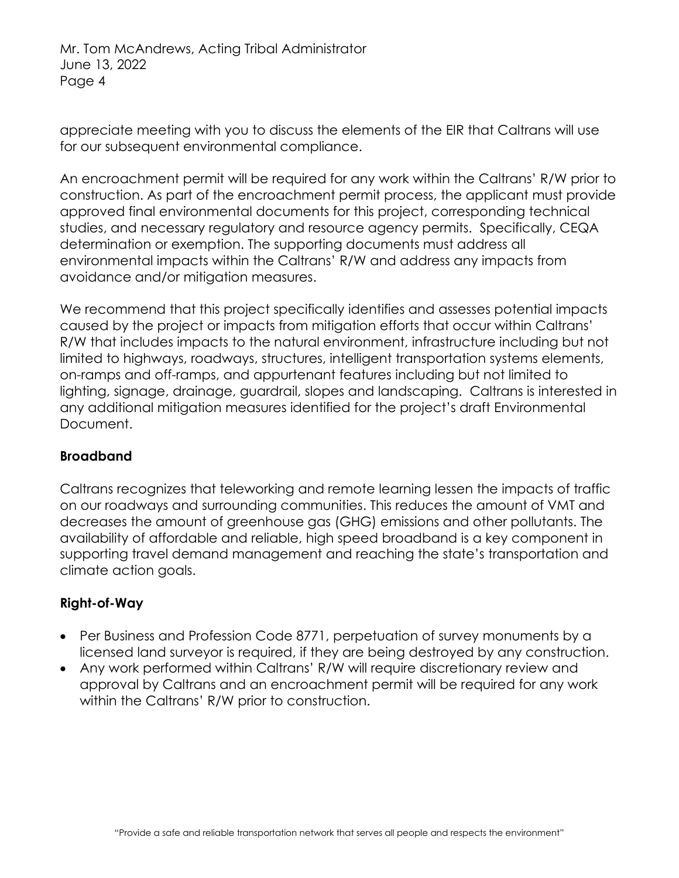appreciate meeting with you to discuss the elements of the EIR that Caltrans will use for our subsequent environmental compliance.

An encroachment permit will be required for any work within the Caltrans' R/W prior to construction. As part of the encroachment permit process, the applicant must provide approved final environmental documents for this project, corresponding technical studies, and necessary regulatory and resource agency permits. Specifically, CEQA determination or exemption. The supporting documents must address all environmental impacts within the Caltrans' R/W and address any impacts from avoidance and/or mitigation measures.

We recommend that this project specifically identifies and assesses potential impacts caused by the project or impacts from mitigation efforts that occur within Caltrans' R/W that includes impacts to the natural environment, infrastructure including but not limited to highways, roadways, structures, intelligent transportation systems elements, on-ramps and off-ramps, and appurtenant features including but not limited to lighting, signage, drainage, guardrail, slopes and landscaping. Caltrans is interested in any additional mitigation measures identified for the project's draft Environmental Document.

**Broadband**

Caltrans recognizes that teleworking and remote learning lessen the impacts of traffic on our roadways and surrounding communities. This reduces the amount of VMT and decreases the amount of greenhouse gas (GHG) emissions and other pollutants. The availability of affordable and reliable, high speed broadband is a key component in supporting travel demand management and reaching the state's transportation and climate action goals.

**Right-of-Way**

- Per Business and Profession Code 8771, perpetuation of survey monuments by a licensed land surveyor is required, if they are being destroyed by any construction.
- Any work performed within Caltrans' R/W will require discretionary review and approval by Caltrans and an encroachment permit will be required for any work within the Caltrans' R/W prior to construction.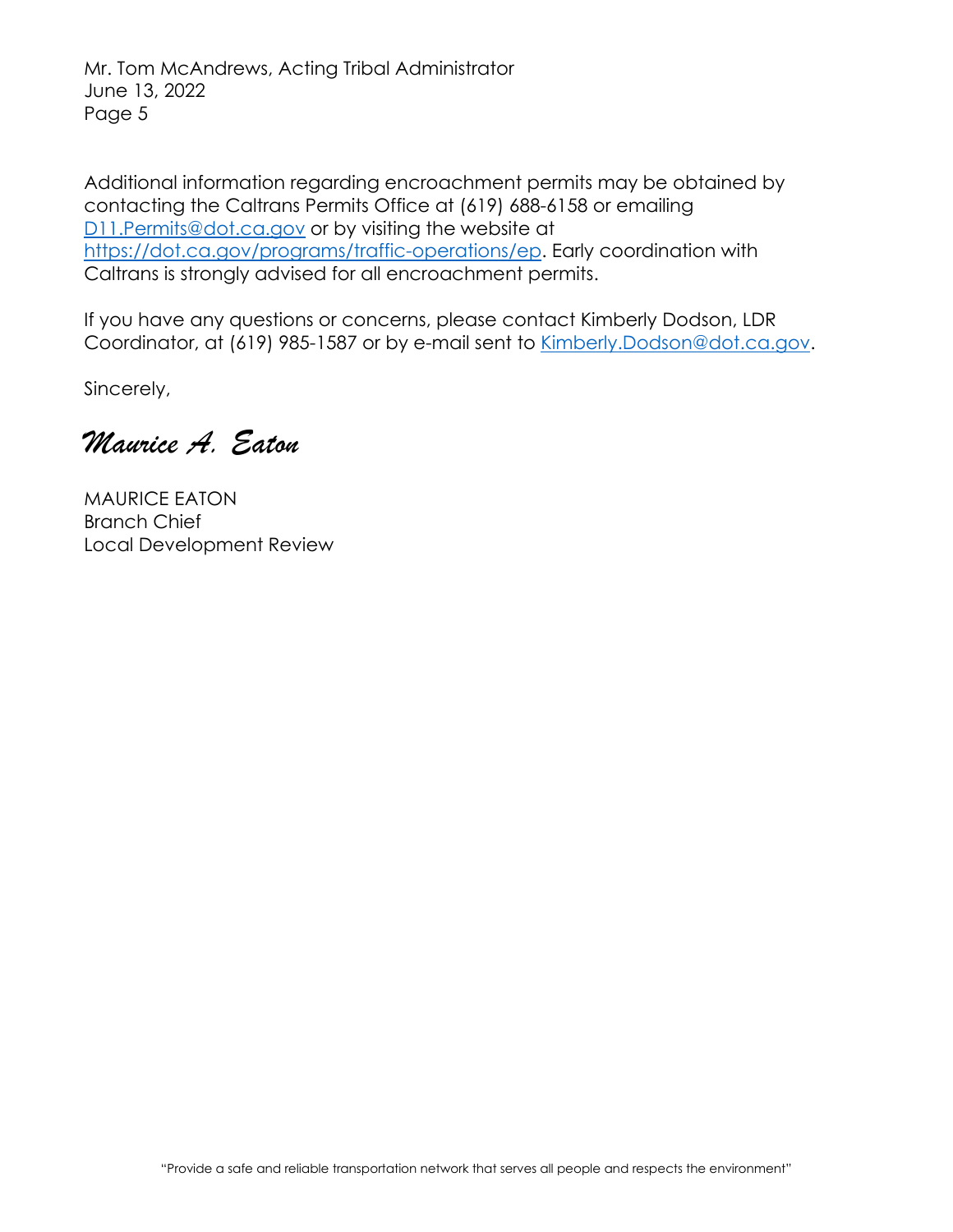Additional information regarding encroachment permits may be obtained by contacting the Caltrans Permits Office at (619) 688-6158 or emailing [D11.Permits@dot.ca.gov](mailto:D11.Permits@dot.ca.gov) or by visiting the website at [https://dot.ca.gov/programs/traffic-operations/ep](https://dot.ca.gov/programs/traffic-operations/ep). Early coordination with Caltrans is strongly advised for all encroachment permits.

If you have any questions or concerns, please contact Kimberly Dodson, LDR Coordinator, at (619) 985-1587 or by e-mail sent to [Kimberly.Dodson@dot.ca.gov](mailto:Kimberly.Dodson@dot.ca.gov).

Sincerely,

*Maurice A. Eaton*

MAURICE EATON
Branch Chief
Local Development Review